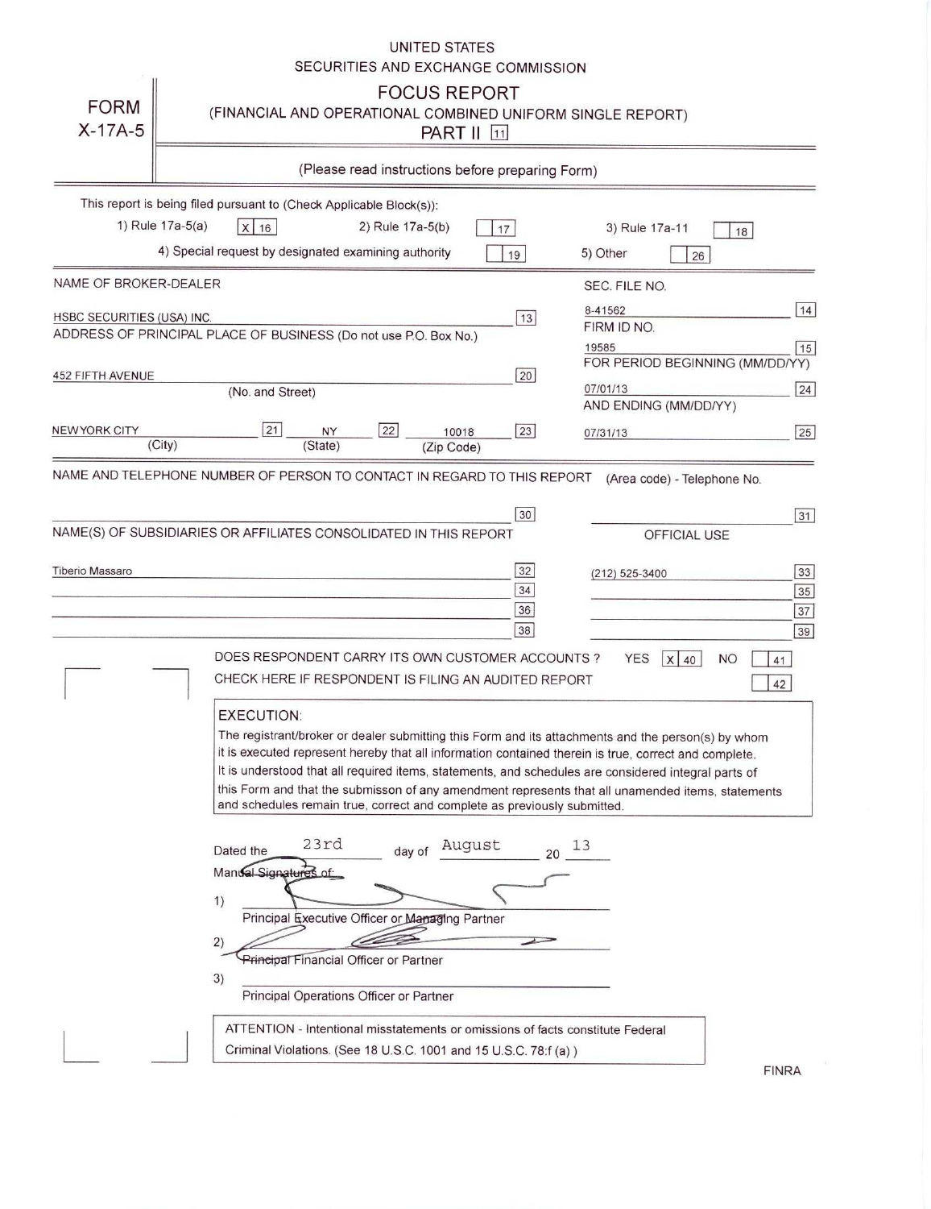UNITED STATES
SECURITIES AND EXCHANGE COMMISSION

# FORM X-17A-5

## FOCUS REPORT
(FINANCIAL AND OPERATIONAL COMBINED UNIFORM SINGLE REPORT)
PART II [11]

(Please read instructions before preparing Form)

This report is being filed pursuant to (Check Applicable Block(s)):

1) Rule 17a-5(a) [X] [16]  2) Rule 17a-5(b) [ ] [17]  3) Rule 17a-11 [ ] [18]

4) Special request by designated examining authority [ ] [19]  5) Other [ ] [26]

| NAME OF BROKER-DEALER | | SEC. FILE NO. | |
|---|---|---|---|
| HSBC SECURITIES (USA) INC. | [13] | 8-41562 | [14] |
| ADDRESS OF PRINCIPAL PLACE OF BUSINESS (Do not use P.O. Box No.) | | FIRM ID NO. | |
| | | 19585 | [15] |
| 452 FIFTH AVENUE (No. and Street) | [20] | FOR PERIOD BEGINNING (MM/DD/YY) | |
| | | 07/01/13 | [24] |
| NEW YORK CITY (City) [21] NY (State) [22] 10018 (Zip Code) | [23] | AND ENDING (MM/DD/YY) | |
| | | 07/31/13 | [25] |

NAME AND TELEPHONE NUMBER OF PERSON TO CONTACT IN REGARD TO THIS REPORT (Area code) - Telephone No.

| | [30] | | [31] |
|---|---|---|---|

NAME(S) OF SUBSIDIARIES OR AFFILIATES CONSOLIDATED IN THIS REPORT — OFFICIAL USE

| | | | |
|---|---|---|---|
| Tiberio Massaro | [32] | (212) 525-3400 | [33] |
| | [34] | | [35] |
| | [36] | | [37] |
| | [38] | | [39] |

DOES RESPONDENT CARRY ITS OWN CUSTOMER ACCOUNTS ? YES [X] [40] NO [ ] [41]

CHECK HERE IF RESPONDENT IS FILING AN AUDITED REPORT [ ] [42]

### EXECUTION:

The registrant/broker or dealer submitting this Form and its attachments and the person(s) by whom it is executed represent hereby that all information contained therein is true, correct and complete. It is understood that all required items, statements, and schedules are considered integral parts of this Form and that the submisson of any amendment represents that all unamended items, statements and schedules remain true, correct and complete as previously submitted.

Dated the 23rd day of August 20 13

Manual Signatures of:

1) ______________________
Principal Executive Officer or Managing Partner

2) ______________________
Principal Financial Officer or Partner

3) ______________________
Principal Operations Officer or Partner

ATTENTION - Intentional misstatements or omissions of facts constitute Federal Criminal Violations. (See 18 U.S.C. 1001 and 15 U.S.C. 78:f (a) )

FINRA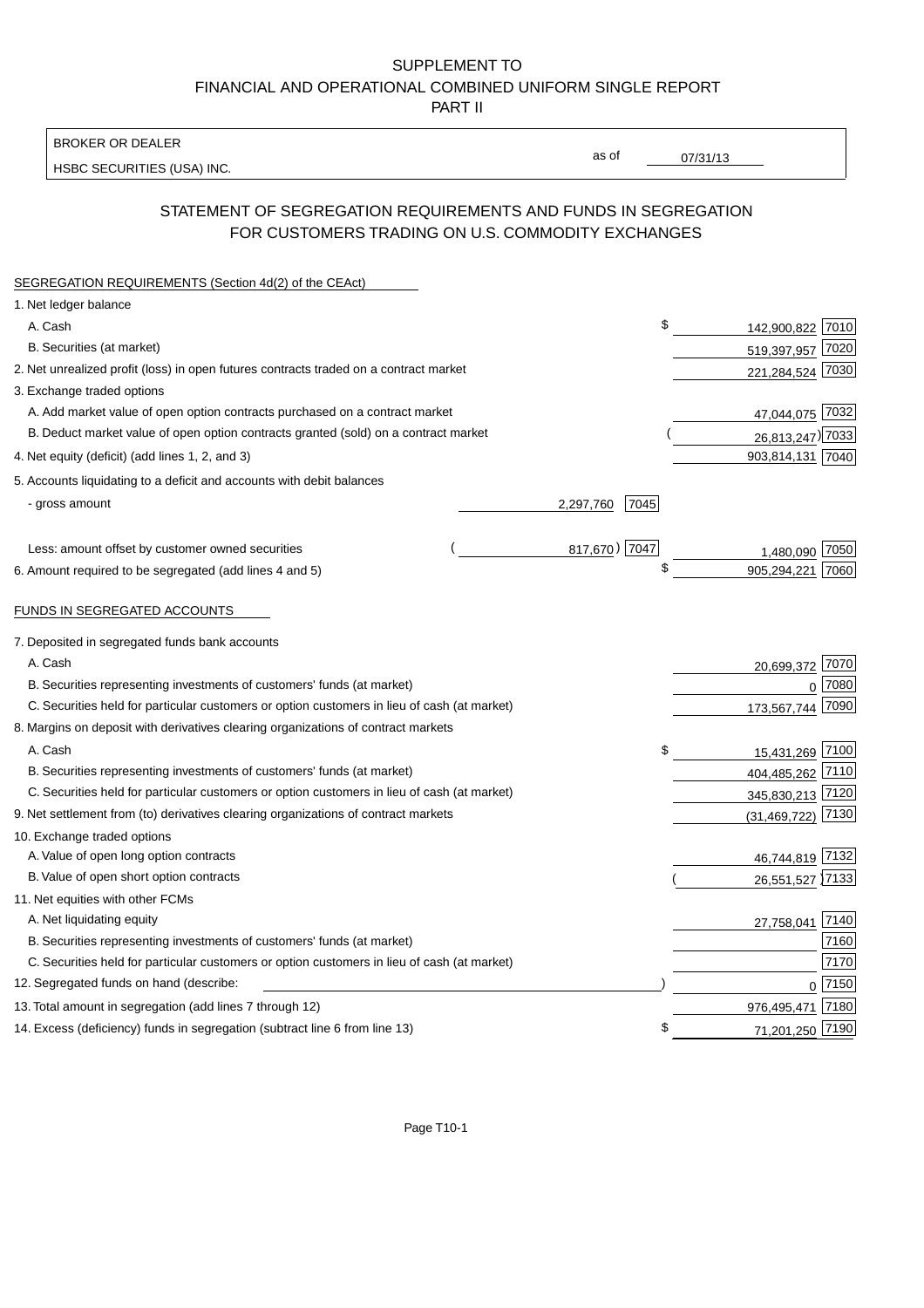SUPPLEMENT TO
FINANCIAL AND OPERATIONAL COMBINED UNIFORM SINGLE REPORT
PART II

| BROKER OR DEALER | | |
|---|---|---|
| HSBC SECURITIES (USA) INC. | as of | 07/31/13 |

## STATEMENT OF SEGREGATION REQUIREMENTS AND FUNDS IN SEGREGATION FOR CUSTOMERS TRADING ON U.S. COMMODITY EXCHANGES

| SEGREGATION REQUIREMENTS (Section 4d(2) of the CEAct) | | | | |
|---|---|---|---|---|
| 1. Net ledger balance | | | | |
| A. Cash | | | $ 142,900,822 | 7010 |
| B. Securities (at market) | | | 519,397,957 | 7020 |
| 2. Net unrealized profit (loss) in open futures contracts traded on a contract market | | | 221,284,524 | 7030 |
| 3. Exchange traded options | | | | |
| A. Add market value of open option contracts purchased on a contract market | | | 47,044,075 | 7032 |
| B. Deduct market value of open option contracts granted (sold) on a contract market | | | (26,813,247) | 7033 |
| 4. Net equity (deficit) (add lines 1, 2, and 3) | | | 903,814,131 | 7040 |
| 5. Accounts liquidating to a deficit and accounts with debit balances | | | | |
| - gross amount | 2,297,760 | 7045 | | |
| Less: amount offset by customer owned securities | (817,670) | 7047 | 1,480,090 | 7050 |
| 6. Amount required to be segregated (add lines 4 and 5) | | | $ 905,294,221 | 7060 |
| **FUNDS IN SEGREGATED ACCOUNTS** | | | | |
| 7. Deposited in segregated funds bank accounts | | | | |
| A. Cash | | | 20,699,372 | 7070 |
| B. Securities representing investments of customers' funds (at market) | | | 0 | 7080 |
| C. Securities held for particular customers or option customers in lieu of cash (at market) | | | 173,567,744 | 7090 |
| 8. Margins on deposit with derivatives clearing organizations of contract markets | | | | |
| A. Cash | | | $ 15,431,269 | 7100 |
| B. Securities representing investments of customers' funds (at market) | | | 404,485,262 | 7110 |
| C. Securities held for particular customers or option customers in lieu of cash (at market) | | | 345,830,213 | 7120 |
| 9. Net settlement from (to) derivatives clearing organizations of contract markets | | | (31,469,722) | 7130 |
| 10. Exchange traded options | | | | |
| A. Value of open long option contracts | | | 46,744,819 | 7132 |
| B. Value of open short option contracts | | | (26,551,527) | 7133 |
| 11. Net equities with other FCMs | | | | |
| A. Net liquidating equity | | | 27,758,041 | 7140 |
| B. Securities representing investments of customers' funds (at market) | | | | 7160 |
| C. Securities held for particular customers or option customers in lieu of cash (at market) | | | | 7170 |
| 12. Segregated funds on hand (describe: ) | | | 0 | 7150 |
| 13. Total amount in segregation (add lines 7 through 12) | | | 976,495,471 | 7180 |
| 14. Excess (deficiency) funds in segregation (subtract line 6 from line 13) | | | $ 71,201,250 | 7190 |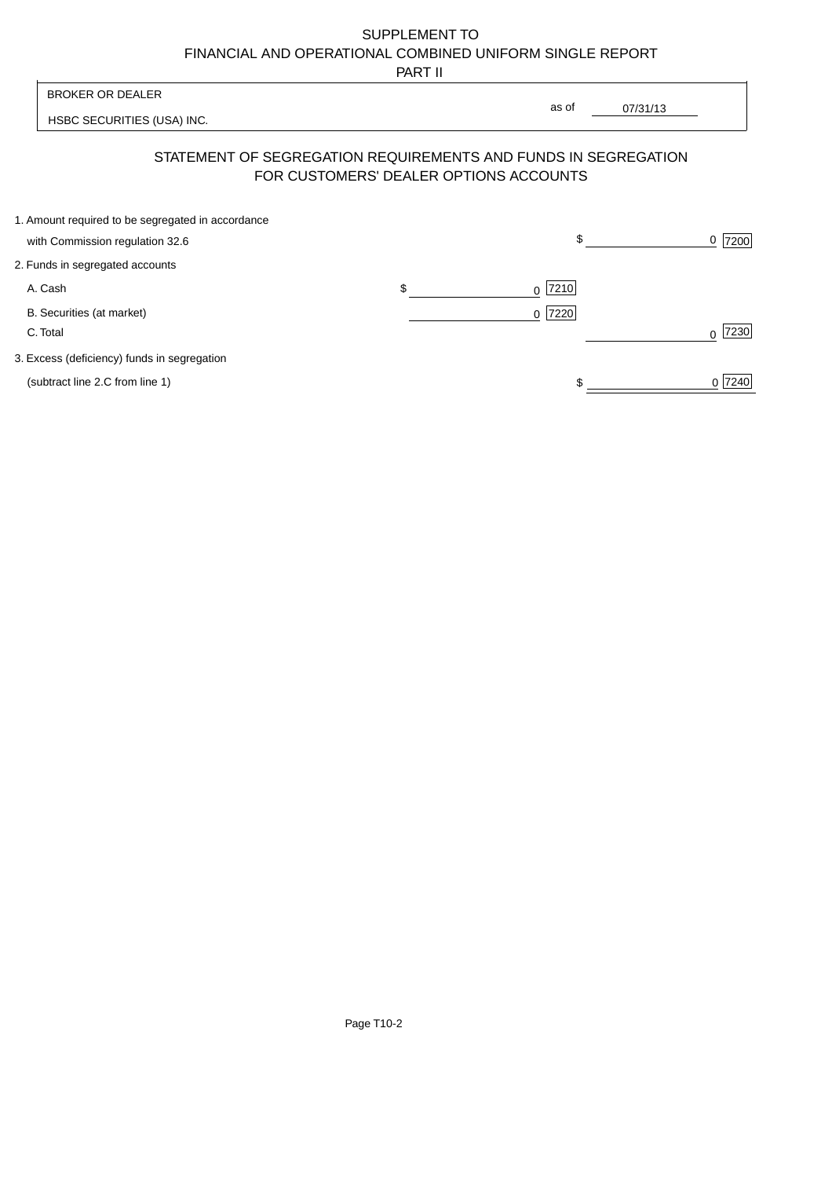# SUPPLEMENT TO
# FINANCIAL AND OPERATIONAL COMBINED UNIFORM SINGLE REPORT
## PART II

| BROKER OR DEALER | |
|---|---|
| HSBC SECURITIES (USA) INC. | as of 07/31/13 |

## STATEMENT OF SEGREGATION REQUIREMENTS AND FUNDS IN SEGREGATION FOR CUSTOMERS' DEALER OPTIONS ACCOUNTS

| | | |
|---|---|---|
| 1. Amount required to be segregated in accordance with Commission regulation 32.6 | | $ 0 [7200] |
| 2. Funds in segregated accounts | | |
| A. Cash | $ 0 [7210] | |
| B. Securities (at market) | 0 [7220] | |
| C. Total | | 0 [7230] |
| 3. Excess (deficiency) funds in segregation (subtract line 2.C from line 1) | | $ 0 [7240] |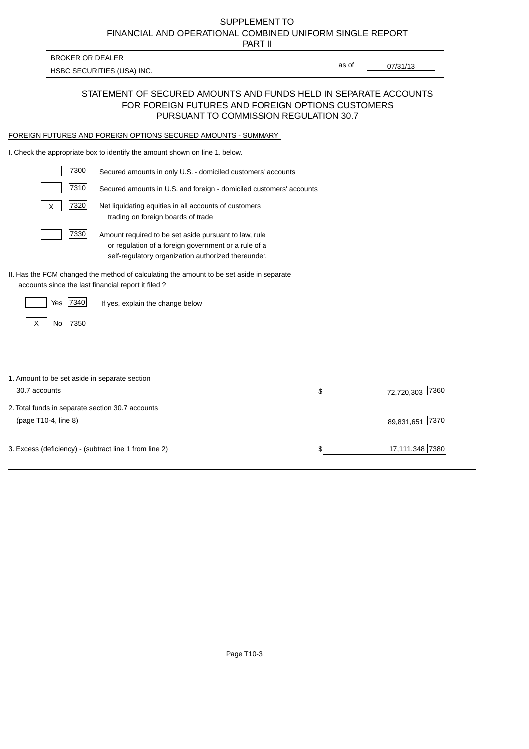SUPPLEMENT TO
FINANCIAL AND OPERATIONAL COMBINED UNIFORM SINGLE REPORT
PART II

| BROKER OR DEALER | |
|---|---|
| HSBC SECURITIES (USA) INC. | as of 07/31/13 |

## STATEMENT OF SECURED AMOUNTS AND FUNDS HELD IN SEPARATE ACCOUNTS FOR FOREIGN FUTURES AND FOREIGN OPTIONS CUSTOMERS PURSUANT TO COMMISSION REGULATION 30.7

FOREIGN FUTURES AND FOREIGN OPTIONS SECURED AMOUNTS - SUMMARY

I. Check the appropriate box to identify the amount shown on line 1. below.

| | Code | Description |
|---|---|---|
| | 7300 | Secured amounts in only U.S. - domiciled customers' accounts |
| | 7310 | Secured amounts in U.S. and foreign - domiciled customers' accounts |
| X | 7320 | Net liquidating equities in all accounts of customers trading on foreign boards of trade |
| | 7330 | Amount required to be set aside pursuant to law, rule or regulation of a foreign government or a rule of a self-regulatory organization authorized thereunder. |

II. Has the FCM changed the method of calculating the amount to be set aside in separate accounts since the last financial report it filed ?

| | | Code | |
|---|---|---|---|
| | Yes | 7340 | If yes, explain the change below |
| X | No | 7350 | |

| | | Amount | Code |
|---|---|---|---|
| 1. Amount to be set aside in separate section 30.7 accounts | $ | 72,720,303 | 7360 |
| 2. Total funds in separate section 30.7 accounts (page T10-4, line 8) | | 89,831,651 | 7370 |
| 3. Excess (deficiency) - (subtract line 1 from line 2) | $ | 17,111,348 | 7380 |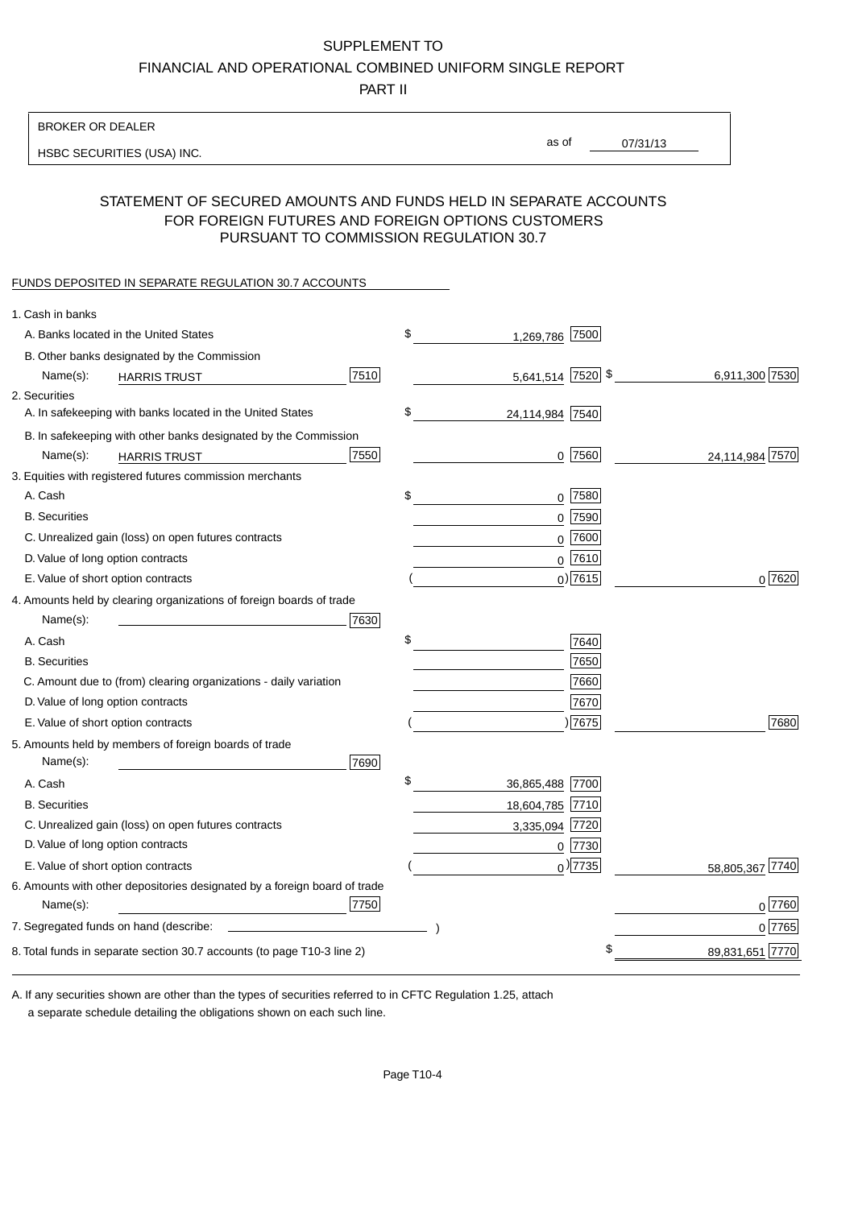SUPPLEMENT TO
FINANCIAL AND OPERATIONAL COMBINED UNIFORM SINGLE REPORT
PART II

BROKER OR DEALER

HSBC SECURITIES (USA) INC.

as of 07/31/13

## STATEMENT OF SECURED AMOUNTS AND FUNDS HELD IN SEPARATE ACCOUNTS FOR FOREIGN FUTURES AND FOREIGN OPTIONS CUSTOMERS PURSUANT TO COMMISSION REGULATION 30.7

FUNDS DEPOSITED IN SEPARATE REGULATION 30.7 ACCOUNTS

| | | | |
|---|---|---|---|
| 1. Cash in banks | | | |
| A. Banks located in the United States | | $ 1,269,786 [7500] | |
| B. Other banks designated by the Commission | | | |
| Name(s): HARRIS TRUST | [7510] | 5,641,514 [7520] | $ 6,911,300 [7530] |
| 2. Securities | | | |
| A. In safekeeping with banks located in the United States | | $ 24,114,984 [7540] | |
| B. In safekeeping with other banks designated by the Commission | | | |
| Name(s): HARRIS TRUST | [7550] | 0 [7560] | 24,114,984 [7570] |
| 3. Equities with registered futures commission merchants | | | |
| A. Cash | | $ 0 [7580] | |
| B. Securities | | 0 [7590] | |
| C. Unrealized gain (loss) on open futures contracts | | 0 [7600] | |
| D. Value of long option contracts | | 0 [7610] | |
| E. Value of short option contracts | | ( 0) [7615] | 0 [7620] |
| 4. Amounts held by clearing organizations of foreign boards of trade | | | |
| Name(s): | [7630] | | |
| A. Cash | | $ [7640] | |
| B. Securities | | [7650] | |
| C. Amount due to (from) clearing organizations - daily variation | | [7660] | |
| D. Value of long option contracts | | [7670] | |
| E. Value of short option contracts | | ( ) [7675] | [7680] |
| 5. Amounts held by members of foreign boards of trade | | | |
| Name(s): | [7690] | | |
| A. Cash | | $ 36,865,488 [7700] | |
| B. Securities | | 18,604,785 [7710] | |
| C. Unrealized gain (loss) on open futures contracts | | 3,335,094 [7720] | |
| D. Value of long option contracts | | 0 [7730] | |
| E. Value of short option contracts | | ( 0) [7735] | 58,805,367 [7740] |
| 6. Amounts with other depositories designated by a foreign board of trade | | | |
| Name(s): | [7750] | | 0 [7760] |
| 7. Segregated funds on hand (describe: ) | | | 0 [7765] |
| 8. Total funds in separate section 30.7 accounts (to page T10-3 line 2) | | | $ 89,831,651 [7770] |

A. If any securities shown are other than the types of securities referred to in CFTC Regulation 1.25, attach a separate schedule detailing the obligations shown on each such line.

Page T10-4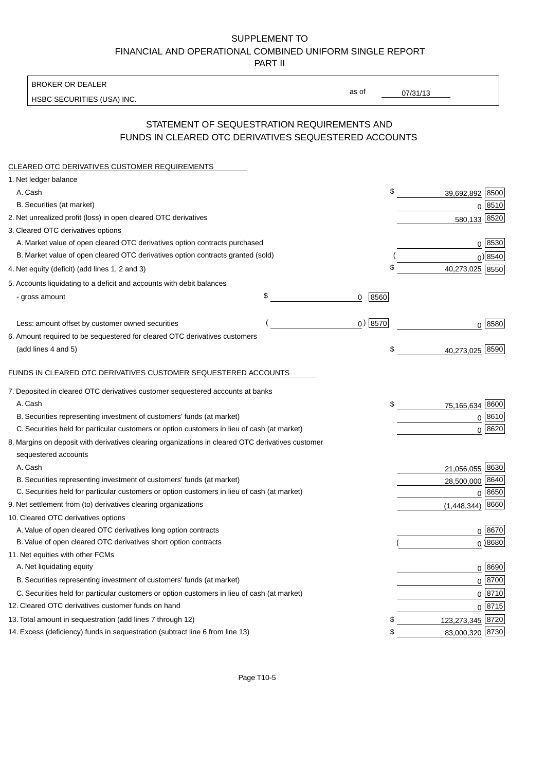# SUPPLEMENT TO
# FINANCIAL AND OPERATIONAL COMBINED UNIFORM SINGLE REPORT
# PART II

BROKER OR DEALER

HSBC SECURITIES (USA) INC.

as of 07/31/13

## STATEMENT OF SEQUESTRATION REQUIREMENTS AND FUNDS IN CLEARED OTC DERIVATIVES SEQUESTERED ACCOUNTS

### CLEARED OTC DERIVATIVES CUSTOMER REQUIREMENTS

| Item | | | Amount | Code |
|---|---|---|---|---|
| 1. Net ledger balance | | | | |
| A. Cash | | | $ 39,692,892 | 8500 |
| B. Securities (at market) | | | 0 | 8510 |
| 2. Net unrealized profit (loss) in open cleared OTC derivatives | | | 580,133 | 8520 |
| 3. Cleared OTC derivatives options | | | | |
| A. Market value of open cleared OTC derivatives option contracts purchased | | | 0 | 8530 |
| B. Market value of open cleared OTC derivatives option contracts granted (sold) | | | ( 0) | 8540 |
| 4. Net equity (deficit) (add lines 1, 2 and 3) | | | $ 40,273,025 | 8550 |
| 5. Accounts liquidating to a deficit and accounts with debit balances | | | | |
| - gross amount | $ 0 | 8560 | | |
| Less: amount offset by customer owned securities | ( 0) | 8570 | 0 | 8580 |
| 6. Amount required to be sequestered for cleared OTC derivatives customers (add lines 4 and 5) | | | $ 40,273,025 | 8590 |

### FUNDS IN CLEARED OTC DERIVATIVES CUSTOMER SEQUESTERED ACCOUNTS

| Item | Amount | Code |
|---|---|---|
| 7. Deposited in cleared OTC derivatives customer sequestered accounts at banks | | |
| A. Cash | $ 75,165,634 | 8600 |
| B. Securities representing investment of customers' funds (at market) | 0 | 8610 |
| C. Securities held for particular customers or option customers in lieu of cash (at market) | 0 | 8620 |
| 8. Margins on deposit with derivatives clearing organizations in cleared OTC derivatives customer sequestered accounts | | |
| A. Cash | 21,056,055 | 8630 |
| B. Securities representing investment of customers' funds (at market) | 28,500,000 | 8640 |
| C. Securities held for particular customers or option customers in lieu of cash (at market) | 0 | 8650 |
| 9. Net settlement from (to) derivatives clearing organizations | (1,448,344) | 8660 |
| 10. Cleared OTC derivatives options | | |
| A. Value of open cleared OTC derivatives long option contracts | 0 | 8670 |
| B. Value of open cleared OTC derivatives short option contracts | ( 0) | 8680 |
| 11. Net equities with other FCMs | | |
| A. Net liquidating equity | 0 | 8690 |
| B. Securities representing investment of customers' funds (at market) | 0 | 8700 |
| C. Securities held for particular customers or option customers in lieu of cash (at market) | 0 | 8710 |
| 12. Cleared OTC derivatives customer funds on hand | 0 | 8715 |
| 13. Total amount in sequestration (add lines 7 through 12) | $ 123,273,345 | 8720 |
| 14. Excess (deficiency) funds in sequestration (subtract line 6 from line 13) | $ 83,000,320 | 8730 |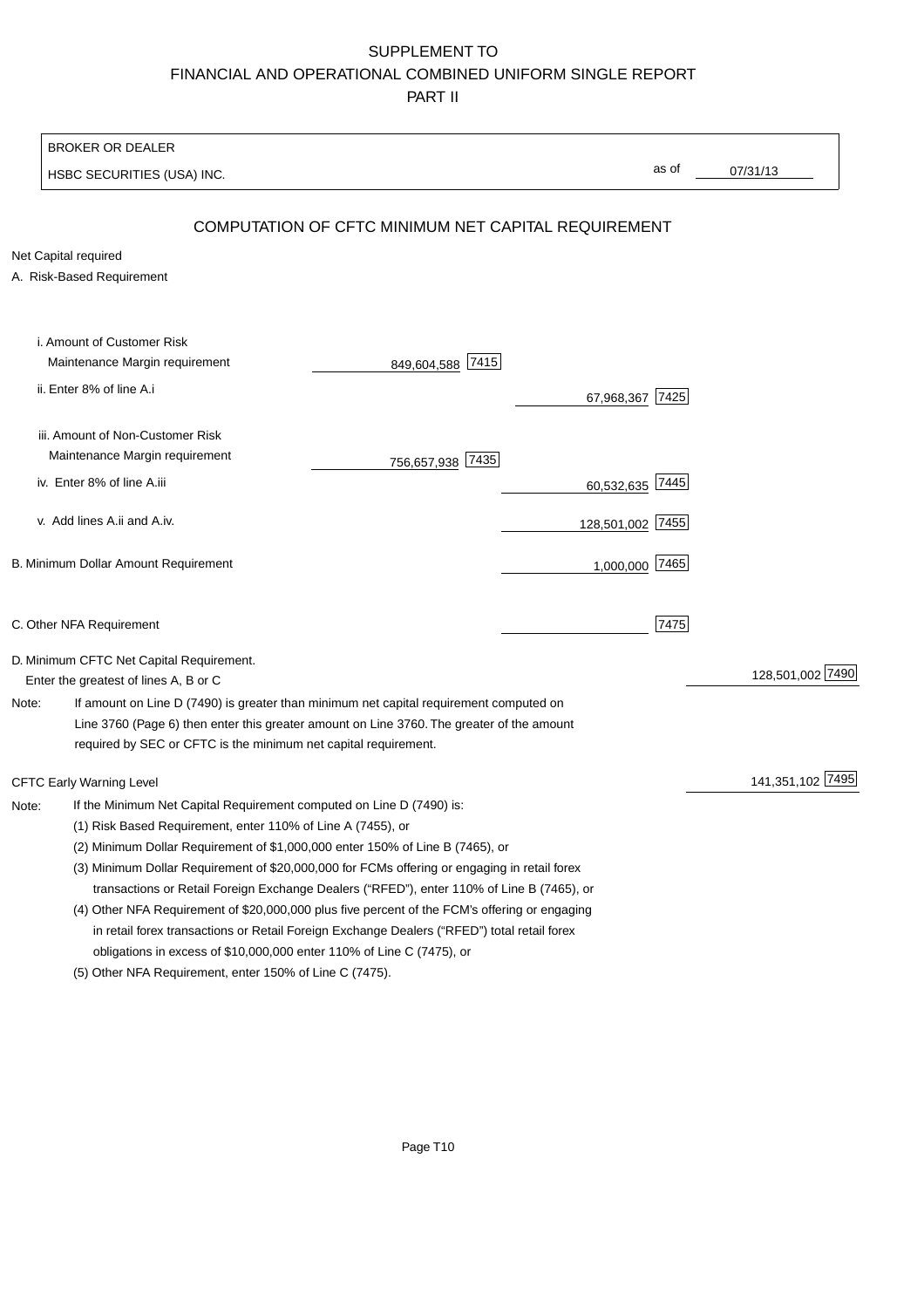# SUPPLEMENT TO
# FINANCIAL AND OPERATIONAL COMBINED UNIFORM SINGLE REPORT
# PART II

| | |
|---|---|
| BROKER OR DEALER | |
| HSBC SECURITIES (USA) INC. | as of 07/31/13 |

## COMPUTATION OF CFTC MINIMUM NET CAPITAL REQUIREMENT

Net Capital required

A. Risk-Based Requirement

| | | | |
|---|---|---|---|
| i. Amount of Customer Risk Maintenance Margin requirement | 849,604,588 [7415] | | |
| ii. Enter 8% of line A.i | | 67,968,367 [7425] | |
| iii. Amount of Non-Customer Risk Maintenance Margin requirement | 756,657,938 [7435] | | |
| iv. Enter 8% of line A.iii | | 60,532,635 [7445] | |
| v. Add lines A.ii and A.iv. | | 128,501,002 [7455] | |
| B. Minimum Dollar Amount Requirement | | 1,000,000 [7465] | |
| C. Other NFA Requirement | | [7475] | |
| D. Minimum CFTC Net Capital Requirement. Enter the greatest of lines A, B or C | | | 128,501,002 [7490] |

Note: If amount on Line D (7490) is greater than minimum net capital requirement computed on Line 3760 (Page 6) then enter this greater amount on Line 3760. The greater of the amount required by SEC or CFTC is the minimum net capital requirement.

CFTC Early Warning Level 141,351,102 [7495]

Note: If the Minimum Net Capital Requirement computed on Line D (7490) is:

(1) Risk Based Requirement, enter 110% of Line A (7455), or

(2) Minimum Dollar Requirement of $1,000,000 enter 150% of Line B (7465), or

(3) Minimum Dollar Requirement of $20,000,000 for FCMs offering or engaging in retail forex transactions or Retail Foreign Exchange Dealers ("RFED"), enter 110% of Line B (7465), or

(4) Other NFA Requirement of $20,000,000 plus five percent of the FCM's offering or engaging in retail forex transactions or Retail Foreign Exchange Dealers ("RFED") total retail forex obligations in excess of $10,000,000 enter 110% of Line C (7475), or

(5) Other NFA Requirement, enter 150% of Line C (7475).